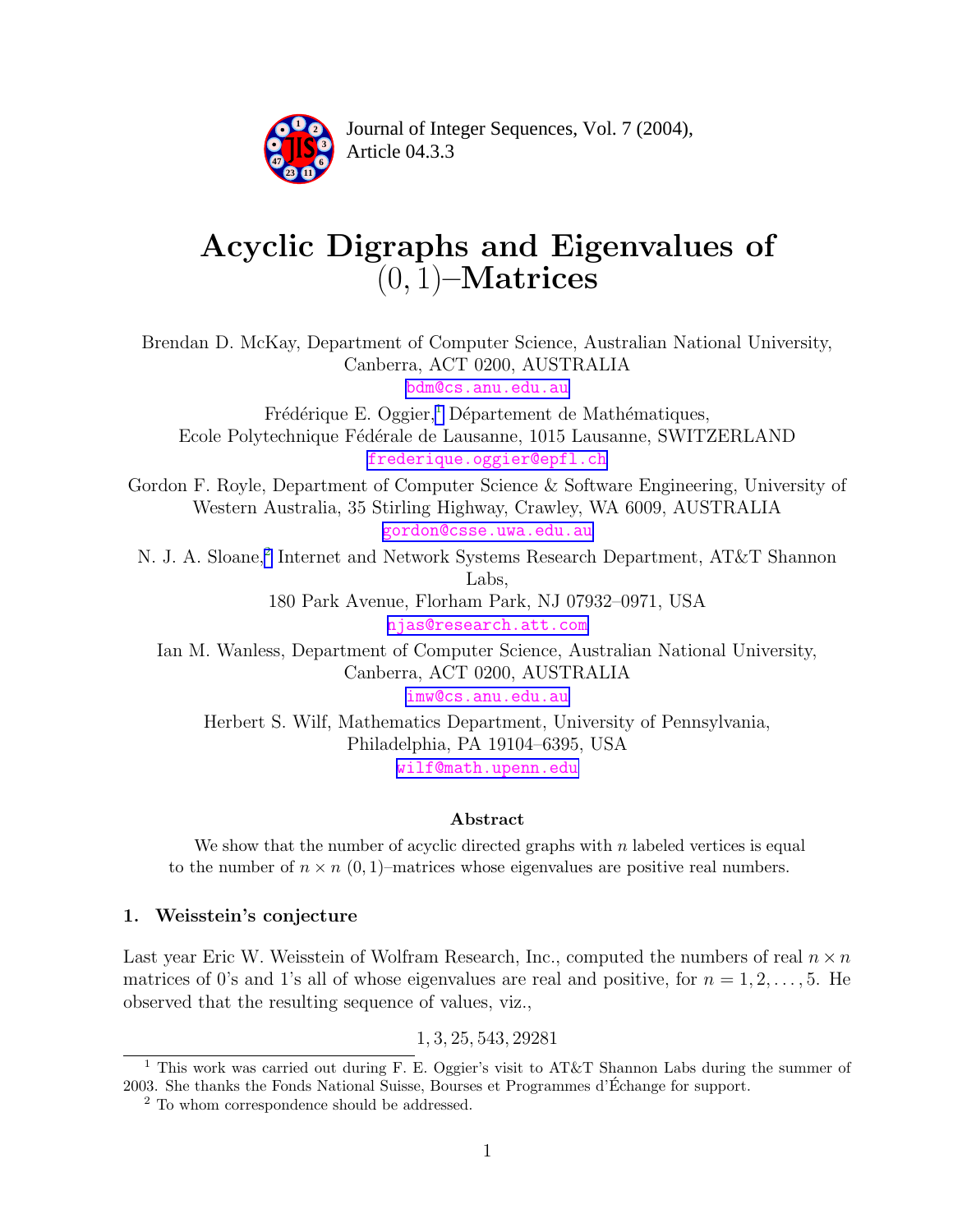Journal of Integer Sequences, Vol. 7 (2004), Article 04.3.3

# Acyclic Digraphs and Eigenvalues of $(0,1)$–Matrices

Brendan D. McKay, Department of Computer Science, Australian National University, Canberra, ACT 0200, AUSTRALIA
bdm@cs.anu.edu.au

Frédérique E. Oggier,[1] Département de Mathématiques, Ecole Polytechnique Fédérale de Lausanne, 1015 Lausanne, SWITZERLAND
frederique.oggier@epfl.ch

Gordon F. Royle, Department of Computer Science & Software Engineering, University of Western Australia, 35 Stirling Highway, Crawley, WA 6009, AUSTRALIA
gordon@csse.uwa.edu.au

N. J. A. Sloane,[2] Internet and Network Systems Research Department, AT&T Shannon Labs,
180 Park Avenue, Florham Park, NJ 07932–0971, USA
njas@research.att.com

Ian M. Wanless, Department of Computer Science, Australian National University, Canberra, ACT 0200, AUSTRALIA
imw@cs.anu.edu.au

Herbert S. Wilf, Mathematics Department, University of Pennsylvania, Philadelphia, PA 19104–6395, USA
wilf@math.upenn.edu

### Abstract

We show that the number of acyclic directed graphs with $n$ labeled vertices is equal to the number of $n \times n$ $(0,1)$–matrices whose eigenvalues are positive real numbers.

## 1. Weisstein's conjecture

Last year Eric W. Weisstein of Wolfram Research, Inc., computed the numbers of real $n \times n$ matrices of 0's and 1's all of whose eigenvalues are real and positive, for $n = 1, 2, \ldots, 5$. He observed that the resulting sequence of values, viz.,

$$1, 3, 25, 543, 29281$$

[1] This work was carried out during F. E. Oggier's visit to AT&T Shannon Labs during the summer of 2003. She thanks the Fonds National Suisse, Bourses et Programmes d'Échange for support.

[2] To whom correspondence should be addressed.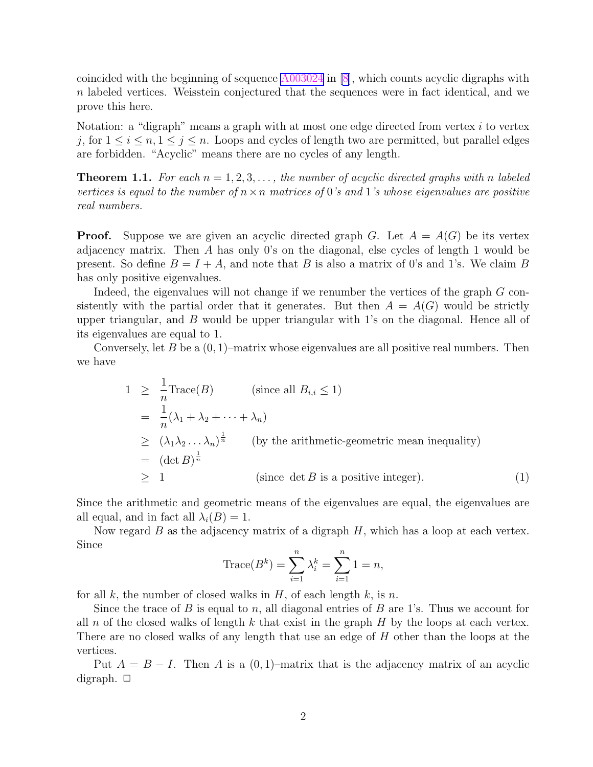coincided with the beginning of sequence A003024 in [8], which counts acyclic digraphs with $n$ labeled vertices. Weisstein conjectured that the sequences were in fact identical, and we prove this here.

Notation: a "digraph" means a graph with at most one edge directed from vertex $i$ to vertex $j$, for $1 \leq i \leq n, 1 \leq j \leq n$. Loops and cycles of length two are permitted, but parallel edges are forbidden. "Acyclic" means there are no cycles of any length.

**Theorem 1.1.** *For each $n = 1, 2, 3, \ldots$, the number of acyclic directed graphs with $n$ labeled vertices is equal to the number of $n \times n$ matrices of 0's and 1's whose eigenvalues are positive real numbers.*

**Proof.** Suppose we are given an acyclic directed graph $G$. Let $A = A(G)$ be its vertex adjacency matrix. Then $A$ has only 0's on the diagonal, else cycles of length 1 would be present. So define $B = I + A$, and note that $B$ is also a matrix of 0's and 1's. We claim $B$ has only positive eigenvalues.

Indeed, the eigenvalues will not change if we renumber the vertices of the graph $G$ consistently with the partial order that it generates. But then $A = A(G)$ would be strictly upper triangular, and $B$ would be upper triangular with 1's on the diagonal. Hence all of its eigenvalues are equal to 1.

Conversely, let $B$ be a $(0,1)$–matrix whose eigenvalues are all positive real numbers. Then we have

$$
\begin{aligned}
1 \quad &\geq \quad \frac{1}{n}\text{Trace}(B) \qquad\qquad \text{(since all } B_{i,i} \leq 1\text{)} \\
&= \quad \frac{1}{n}(\lambda_1 + \lambda_2 + \cdots + \lambda_n) \\
&\geq \quad (\lambda_1 \lambda_2 \ldots \lambda_n)^{\frac{1}{n}} \qquad \text{(by the arithmetic-geometric mean inequality)} \\
&= \quad (\det B)^{\frac{1}{n}} \\
&\geq \quad 1 \qquad\qquad\qquad\qquad \text{(since } \det B \text{ is a positive integer).} \qquad (1)
\end{aligned}
$$

Since the arithmetic and geometric means of the eigenvalues are equal, the eigenvalues are all equal, and in fact all $\lambda_i(B) = 1$.

Now regard $B$ as the adjacency matrix of a digraph $H$, which has a loop at each vertex. Since

$$\text{Trace}(B^k) = \sum_{i=1}^{n} \lambda_i^k = \sum_{i=1}^{n} 1 = n,$$

for all $k$, the number of closed walks in $H$, of each length $k$, is $n$.

Since the trace of $B$ is equal to $n$, all diagonal entries of $B$ are 1's. Thus we account for all $n$ of the closed walks of length $k$ that exist in the graph $H$ by the loops at each vertex. There are no closed walks of any length that use an edge of $H$ other than the loops at the vertices.

Put $A = B - I$. Then $A$ is a $(0,1)$–matrix that is the adjacency matrix of an acyclic digraph. □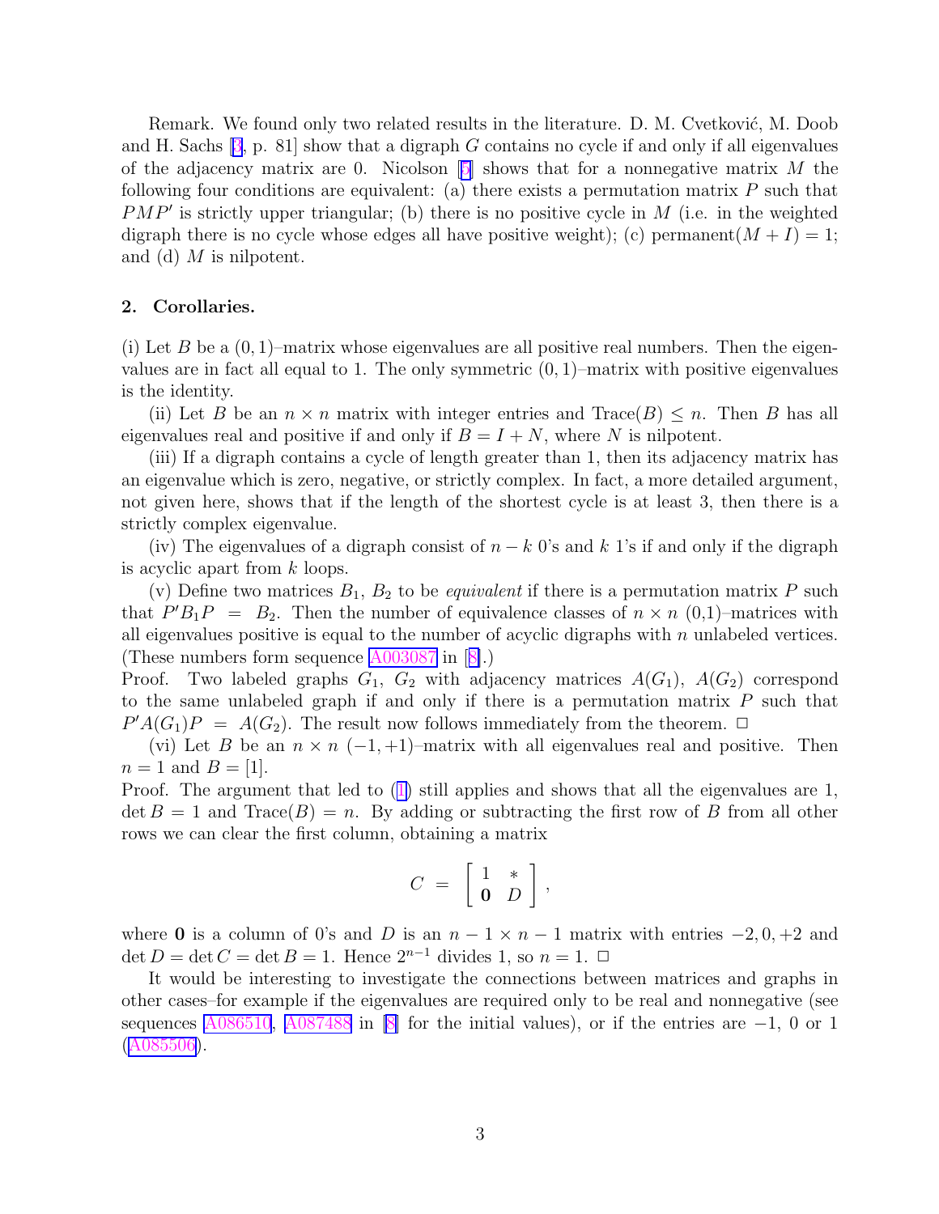Remark. We found only two related results in the literature. D. M. Cvetković, M. Doob and H. Sachs [3, p. 81] show that a digraph $G$ contains no cycle if and only if all eigenvalues of the adjacency matrix are 0. Nicolson [5] shows that for a nonnegative matrix $M$ the following four conditions are equivalent: (a) there exists a permutation matrix $P$ such that $PMP'$ is strictly upper triangular; (b) there is no positive cycle in $M$ (i.e. in the weighted digraph there is no cycle whose edges all have positive weight); (c) permanent$(M + I) = 1$; and (d) $M$ is nilpotent.

## 2. Corollaries.

(i) Let $B$ be a $(0, 1)$–matrix whose eigenvalues are all positive real numbers. Then the eigenvalues are in fact all equal to 1. The only symmetric $(0, 1)$–matrix with positive eigenvalues is the identity.

(ii) Let $B$ be an $n \times n$ matrix with integer entries and Trace$(B) \le n$. Then $B$ has all eigenvalues real and positive if and only if $B = I + N$, where $N$ is nilpotent.

(iii) If a digraph contains a cycle of length greater than 1, then its adjacency matrix has an eigenvalue which is zero, negative, or strictly complex. In fact, a more detailed argument, not given here, shows that if the length of the shortest cycle is at least 3, then there is a strictly complex eigenvalue.

(iv) The eigenvalues of a digraph consist of $n - k$ 0's and $k$ 1's if and only if the digraph is acyclic apart from $k$ loops.

(v) Define two matrices $B_1$, $B_2$ to be *equivalent* if there is a permutation matrix $P$ such that $P'B_1P = B_2$. Then the number of equivalence classes of $n \times n$ (0,1)–matrices with all eigenvalues positive is equal to the number of acyclic digraphs with $n$ unlabeled vertices. (These numbers form sequence A003087 in [8].)

Proof. Two labeled graphs $G_1$, $G_2$ with adjacency matrices $A(G_1)$, $A(G_2)$ correspond to the same unlabeled graph if and only if there is a permutation matrix $P$ such that $P'A(G_1)P = A(G_2)$. The result now follows immediately from the theorem. □

(vi) Let $B$ be an $n \times n$ $(-1, +1)$–matrix with all eigenvalues real and positive. Then $n = 1$ and $B = [1]$.

Proof. The argument that led to (1) still applies and shows that all the eigenvalues are 1, $\det B = 1$ and Trace$(B) = n$. By adding or subtracting the first row of $B$ from all other rows we can clear the first column, obtaining a matrix

$$C = \begin{bmatrix} 1 & * \\ \mathbf{0} & D \end{bmatrix},$$

where $\mathbf{0}$ is a column of 0's and $D$ is an $n - 1 \times n - 1$ matrix with entries $-2, 0, +2$ and $\det D = \det C = \det B = 1$. Hence $2^{n-1}$ divides 1, so $n = 1$. □

It would be interesting to investigate the connections between matrices and graphs in other cases–for example if the eigenvalues are required only to be real and nonnegative (see sequences A086510, A087488 in [8] for the initial values), or if the entries are $-1$, 0 or 1 (A085506).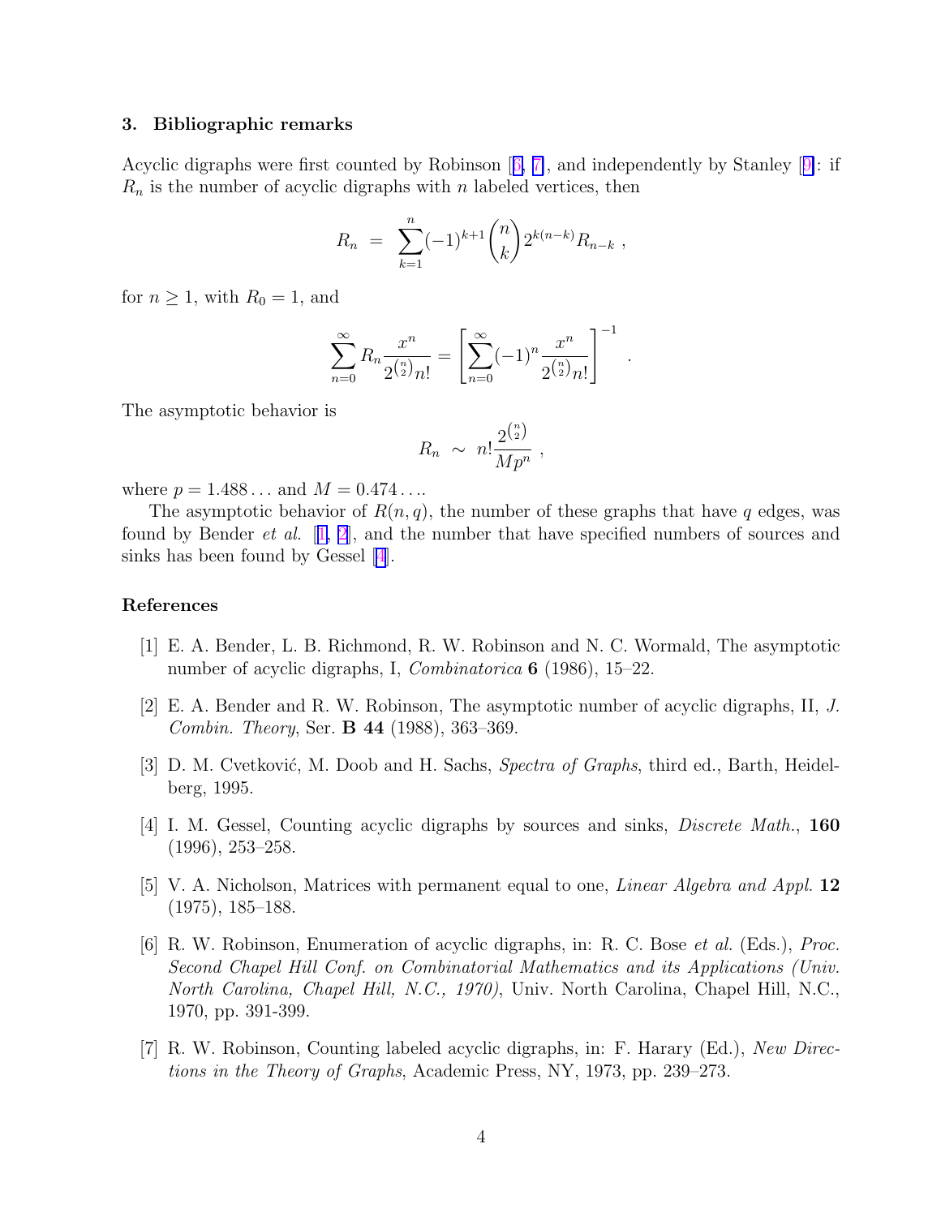### 3. Bibliographic remarks

Acyclic digraphs were first counted by Robinson [6, 7], and independently by Stanley [9]: if $R_n$ is the number of acyclic digraphs with $n$ labeled vertices, then

$$R_n \;=\; \sum_{k=1}^{n}(-1)^{k+1}\binom{n}{k}2^{k(n-k)}R_{n-k}\ ,$$

for $n \geq 1$, with $R_0 = 1$, and

$$\sum_{n=0}^{\infty} R_n \frac{x^n}{2^{\binom{n}{2}}n!} = \left[\sum_{n=0}^{\infty}(-1)^n \frac{x^n}{2^{\binom{n}{2}}n!}\right]^{-1} .$$

The asymptotic behavior is

$$R_n \;\sim\; n!\frac{2^{\binom{n}{2}}}{Mp^n}\ ,$$

where $p = 1.488\ldots$ and $M = 0.474\ldots$.

The asymptotic behavior of $R(n, q)$, the number of these graphs that have $q$ edges, was found by Bender *et al.* [1, 2], and the number that have specified numbers of sources and sinks has been found by Gessel [4].

### References

[1] E. A. Bender, L. B. Richmond, R. W. Robinson and N. C. Wormald, The asymptotic number of acyclic digraphs, I, *Combinatorica* **6** (1986), 15–22.

[2] E. A. Bender and R. W. Robinson, The asymptotic number of acyclic digraphs, II, *J. Combin. Theory*, Ser. **B 44** (1988), 363–369.

[3] D. M. Cvetković, M. Doob and H. Sachs, *Spectra of Graphs*, third ed., Barth, Heidelberg, 1995.

[4] I. M. Gessel, Counting acyclic digraphs by sources and sinks, *Discrete Math.*, **160** (1996), 253–258.

[5] V. A. Nicholson, Matrices with permanent equal to one, *Linear Algebra and Appl.* **12** (1975), 185–188.

[6] R. W. Robinson, Enumeration of acyclic digraphs, in: R. C. Bose *et al.* (Eds.), *Proc. Second Chapel Hill Conf. on Combinatorial Mathematics and its Applications (Univ. North Carolina, Chapel Hill, N.C., 1970)*, Univ. North Carolina, Chapel Hill, N.C., 1970, pp. 391-399.

[7] R. W. Robinson, Counting labeled acyclic digraphs, in: F. Harary (Ed.), *New Directions in the Theory of Graphs*, Academic Press, NY, 1973, pp. 239–273.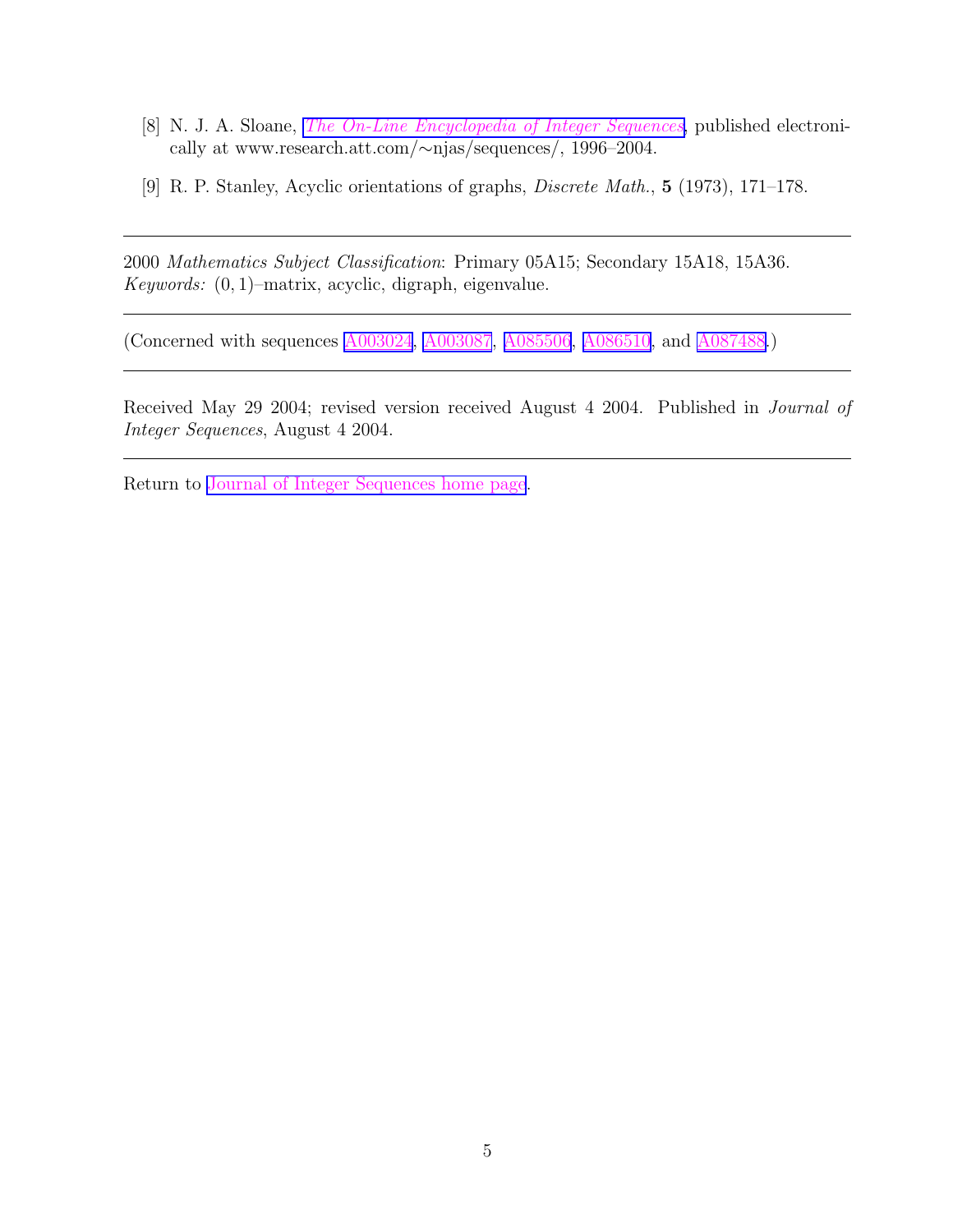[8] N. J. A. Sloane, *The On-Line Encyclopedia of Integer Sequences*, published electronically at www.research.att.com/∼njas/sequences/, 1996–2004.

[9] R. P. Stanley, Acyclic orientations of graphs, *Discrete Math.*, **5** (1973), 171–178.

---

2000 *Mathematics Subject Classification*: Primary 05A15; Secondary 15A18, 15A36.
*Keywords:* $(0, 1)$–matrix, acyclic, digraph, eigenvalue.

---

(Concerned with sequences A003024, A003087, A085506, A086510, and A087488.)

---

Received May 29 2004; revised version received August 4 2004. Published in *Journal of Integer Sequences*, August 4 2004.

---

Return to Journal of Integer Sequences home page.